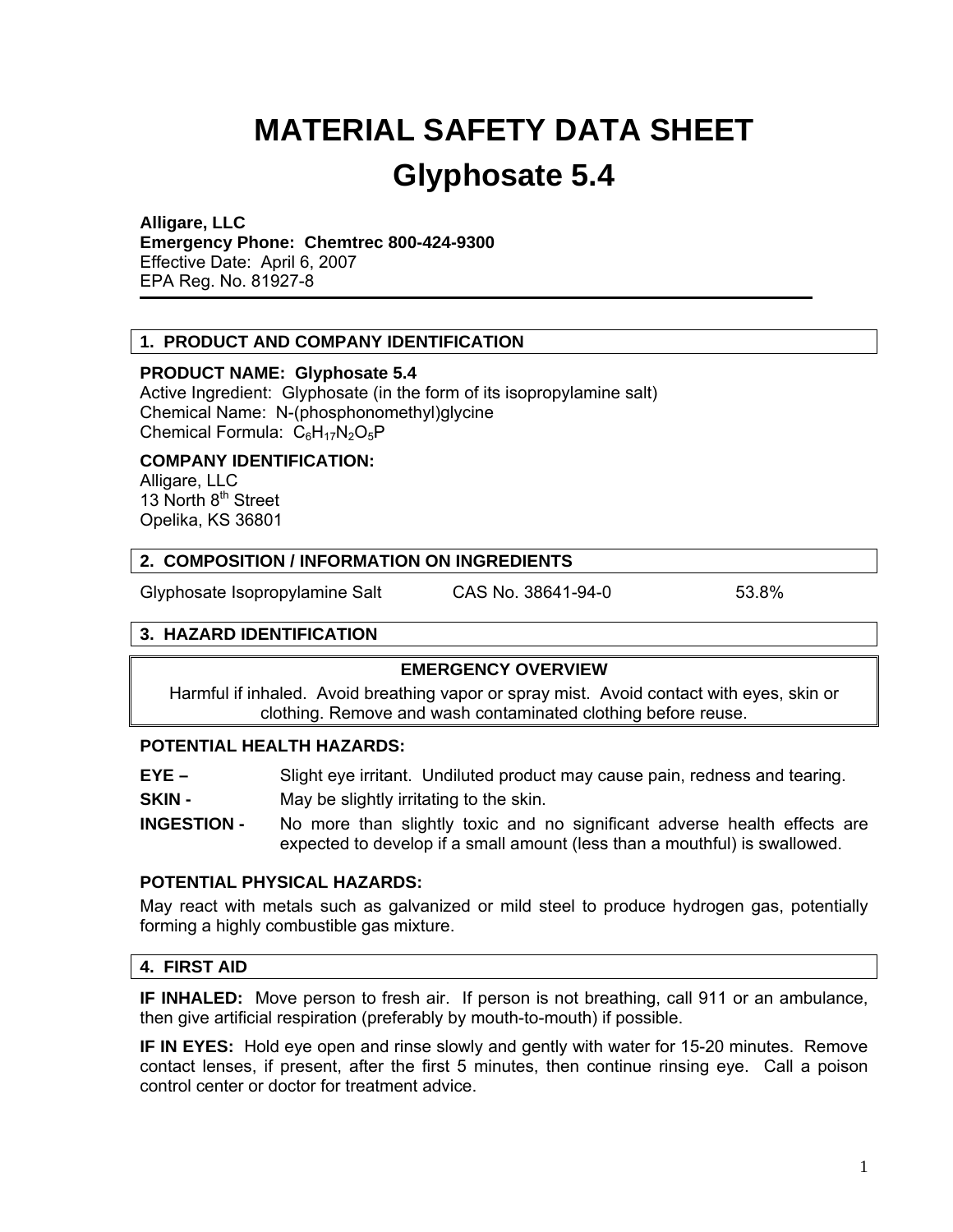# MATERIAL SAFETY DATA SHEET

# Glyphosate 5.4

**Alligare, LLC**
**Emergency Phone: Chemtrec 800-424-9300**
Effective Date: April 6, 2007
EPA Reg. No. 81927-8

---

## 1. PRODUCT AND COMPANY IDENTIFICATION

**PRODUCT NAME: Glyphosate 5.4**
Active Ingredient: Glyphosate (in the form of its isopropylamine salt)
Chemical Name: N-(phosphonomethyl)glycine
Chemical Formula: $C_6H_{17}N_2O_5P$

**COMPANY IDENTIFICATION:**
Alligare, LLC
13 North 8th Street
Opelika, KS 36801

## 2. COMPOSITION / INFORMATION ON INGREDIENTS

| Ingredient | CAS No. | % |
| --- | --- | --- |
| Glyphosate Isopropylamine Salt | CAS No. 38641-94-0 | 53.8% |

## 3. HAZARD IDENTIFICATION

**EMERGENCY OVERVIEW**

Harmful if inhaled. Avoid breathing vapor or spray mist. Avoid contact with eyes, skin or clothing. Remove and wash contaminated clothing before reuse.

**POTENTIAL HEALTH HAZARDS:**

**EYE –** Slight eye irritant. Undiluted product may cause pain, redness and tearing.

**SKIN -** May be slightly irritating to the skin.

**INGESTION -** No more than slightly toxic and no significant adverse health effects are expected to develop if a small amount (less than a mouthful) is swallowed.

**POTENTIAL PHYSICAL HAZARDS:**

May react with metals such as galvanized or mild steel to produce hydrogen gas, potentially forming a highly combustible gas mixture.

## 4. FIRST AID

**IF INHALED:** Move person to fresh air. If person is not breathing, call 911 or an ambulance, then give artificial respiration (preferably by mouth-to-mouth) if possible.

**IF IN EYES:** Hold eye open and rinse slowly and gently with water for 15-20 minutes. Remove contact lenses, if present, after the first 5 minutes, then continue rinsing eye. Call a poison control center or doctor for treatment advice.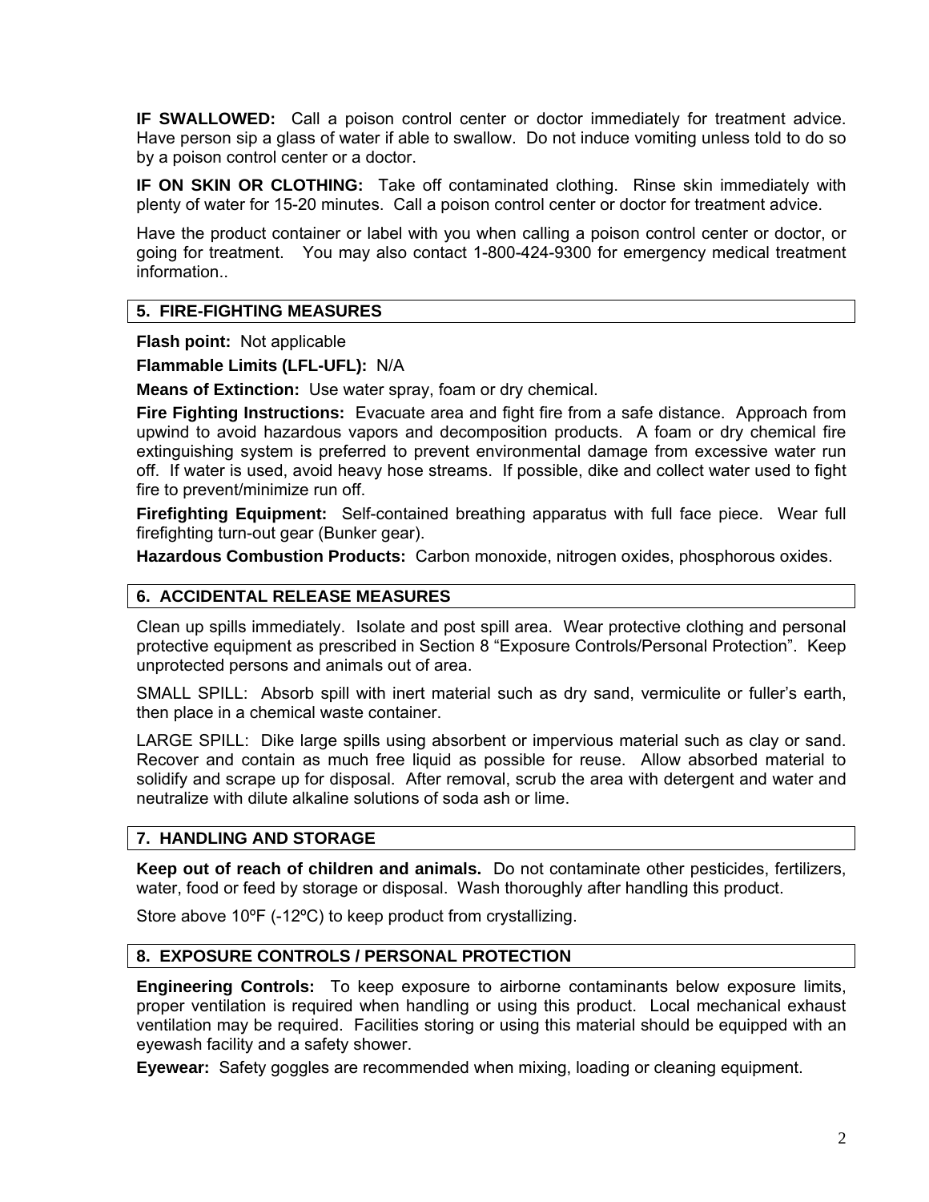**IF SWALLOWED:** Call a poison control center or doctor immediately for treatment advice. Have person sip a glass of water if able to swallow. Do not induce vomiting unless told to do so by a poison control center or a doctor.

**IF ON SKIN OR CLOTHING:** Take off contaminated clothing. Rinse skin immediately with plenty of water for 15-20 minutes. Call a poison control center or doctor for treatment advice.

Have the product container or label with you when calling a poison control center or doctor, or going for treatment. You may also contact 1-800-424-9300 for emergency medical treatment information..

## 5. FIRE-FIGHTING MEASURES

**Flash point:** Not applicable

**Flammable Limits (LFL-UFL):** N/A

**Means of Extinction:** Use water spray, foam or dry chemical.

**Fire Fighting Instructions:** Evacuate area and fight fire from a safe distance. Approach from upwind to avoid hazardous vapors and decomposition products. A foam or dry chemical fire extinguishing system is preferred to prevent environmental damage from excessive water run off. If water is used, avoid heavy hose streams. If possible, dike and collect water used to fight fire to prevent/minimize run off.

**Firefighting Equipment:** Self-contained breathing apparatus with full face piece. Wear full firefighting turn-out gear (Bunker gear).

**Hazardous Combustion Products:** Carbon monoxide, nitrogen oxides, phosphorous oxides.

## 6. ACCIDENTAL RELEASE MEASURES

Clean up spills immediately. Isolate and post spill area. Wear protective clothing and personal protective equipment as prescribed in Section 8 "Exposure Controls/Personal Protection". Keep unprotected persons and animals out of area.

SMALL SPILL: Absorb spill with inert material such as dry sand, vermiculite or fuller's earth, then place in a chemical waste container.

LARGE SPILL: Dike large spills using absorbent or impervious material such as clay or sand. Recover and contain as much free liquid as possible for reuse. Allow absorbed material to solidify and scrape up for disposal. After removal, scrub the area with detergent and water and neutralize with dilute alkaline solutions of soda ash or lime.

## 7. HANDLING AND STORAGE

**Keep out of reach of children and animals.** Do not contaminate other pesticides, fertilizers, water, food or feed by storage or disposal. Wash thoroughly after handling this product.

Store above 10ºF (-12ºC) to keep product from crystallizing.

## 8. EXPOSURE CONTROLS / PERSONAL PROTECTION

**Engineering Controls:** To keep exposure to airborne contaminants below exposure limits, proper ventilation is required when handling or using this product. Local mechanical exhaust ventilation may be required. Facilities storing or using this material should be equipped with an eyewash facility and a safety shower.

**Eyewear:** Safety goggles are recommended when mixing, loading or cleaning equipment.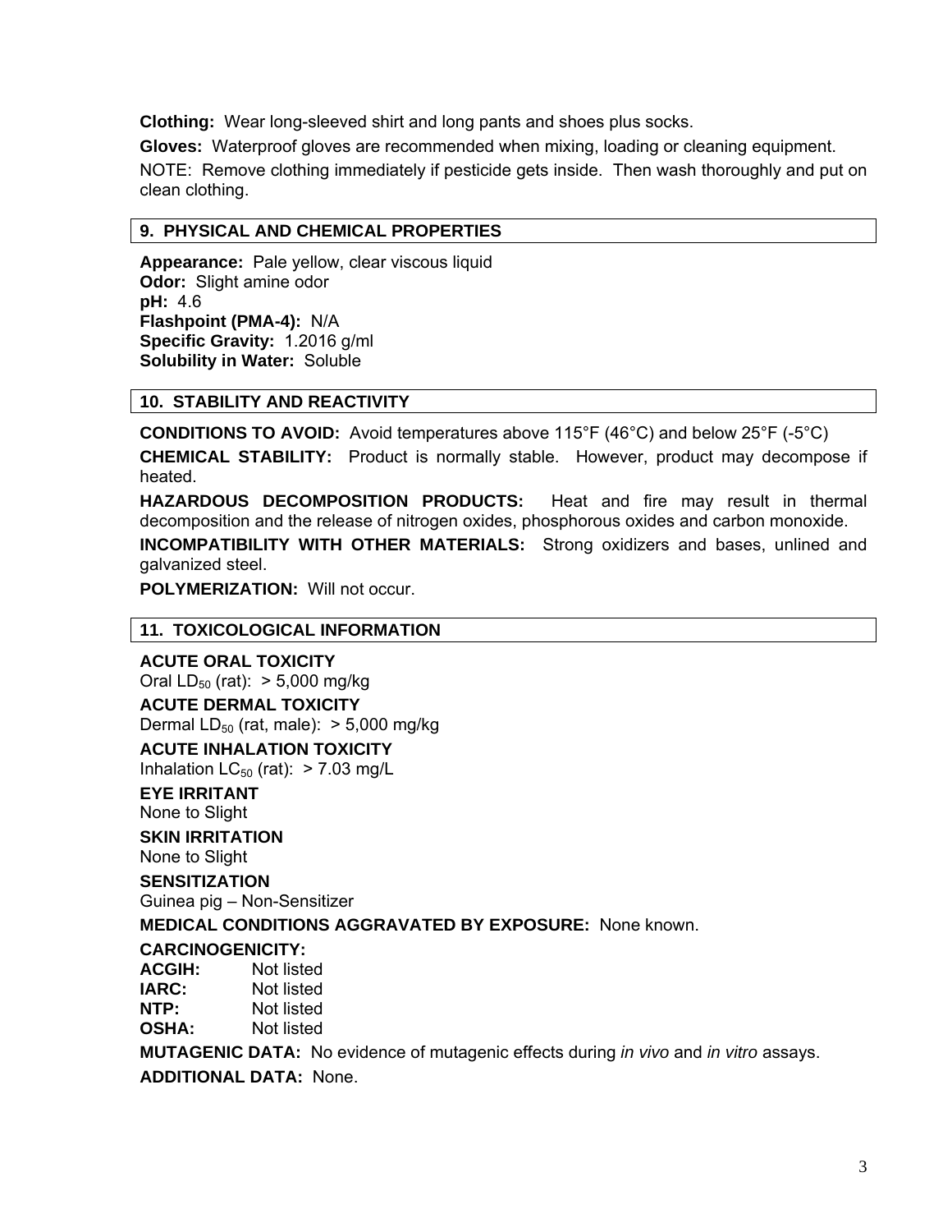**Clothing:** Wear long-sleeved shirt and long pants and shoes plus socks.

**Gloves:** Waterproof gloves are recommended when mixing, loading or cleaning equipment.

NOTE: Remove clothing immediately if pesticide gets inside. Then wash thoroughly and put on clean clothing.

## 9. PHYSICAL AND CHEMICAL PROPERTIES

**Appearance:** Pale yellow, clear viscous liquid
**Odor:** Slight amine odor
**pH:** 4.6
**Flashpoint (PMA-4):** N/A
**Specific Gravity:** 1.2016 g/ml
**Solubility in Water:** Soluble

## 10. STABILITY AND REACTIVITY

**CONDITIONS TO AVOID:** Avoid temperatures above 115°F (46°C) and below 25°F (-5°C)

**CHEMICAL STABILITY:** Product is normally stable. However, product may decompose if heated.

**HAZARDOUS DECOMPOSITION PRODUCTS:** Heat and fire may result in thermal decomposition and the release of nitrogen oxides, phosphorous oxides and carbon monoxide.

**INCOMPATIBILITY WITH OTHER MATERIALS:** Strong oxidizers and bases, unlined and galvanized steel.

**POLYMERIZATION:** Will not occur.

## 11. TOXICOLOGICAL INFORMATION

**ACUTE ORAL TOXICITY**
Oral $LD_{50}$ (rat): > 5,000 mg/kg

**ACUTE DERMAL TOXICITY**
Dermal $LD_{50}$ (rat, male): > 5,000 mg/kg

**ACUTE INHALATION TOXICITY**
Inhalation $LC_{50}$ (rat): > 7.03 mg/L

**EYE IRRITANT**
None to Slight

**SKIN IRRITATION**
None to Slight

**SENSITIZATION**
Guinea pig – Non-Sensitizer

**MEDICAL CONDITIONS AGGRAVATED BY EXPOSURE:** None known.

**CARCINOGENICITY:**
**ACGIH:** Not listed
**IARC:** Not listed
**NTP:** Not listed
**OSHA:** Not listed

**MUTAGENIC DATA:** No evidence of mutagenic effects during *in vivo* and *in vitro* assays.

**ADDITIONAL DATA:** None.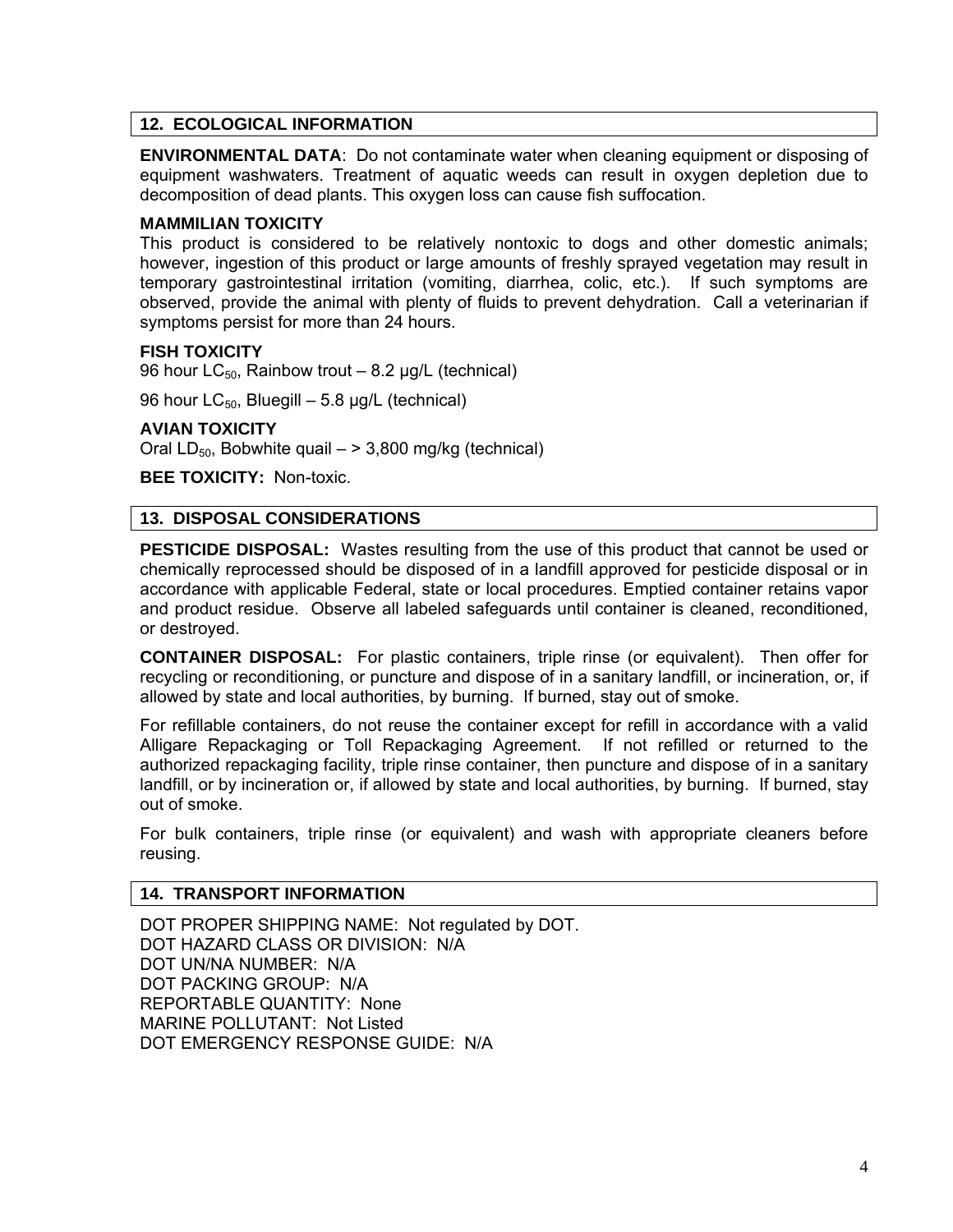## 12. ECOLOGICAL INFORMATION

**ENVIRONMENTAL DATA**: Do not contaminate water when cleaning equipment or disposing of equipment washwaters. Treatment of aquatic weeds can result in oxygen depletion due to decomposition of dead plants. This oxygen loss can cause fish suffocation.

**MAMMILIAN TOXICITY**

This product is considered to be relatively nontoxic to dogs and other domestic animals; however, ingestion of this product or large amounts of freshly sprayed vegetation may result in temporary gastrointestinal irritation (vomiting, diarrhea, colic, etc.). If such symptoms are observed, provide the animal with plenty of fluids to prevent dehydration. Call a veterinarian if symptoms persist for more than 24 hours.

**FISH TOXICITY**

96 hour $LC_{50}$, Rainbow trout – 8.2 µg/L (technical)

96 hour $LC_{50}$, Bluegill – 5.8 µg/L (technical)

**AVIAN TOXICITY**

Oral $LD_{50}$, Bobwhite quail – > 3,800 mg/kg (technical)

**BEE TOXICITY:** Non-toxic.

## 13. DISPOSAL CONSIDERATIONS

**PESTICIDE DISPOSAL:** Wastes resulting from the use of this product that cannot be used or chemically reprocessed should be disposed of in a landfill approved for pesticide disposal or in accordance with applicable Federal, state or local procedures. Emptied container retains vapor and product residue. Observe all labeled safeguards until container is cleaned, reconditioned, or destroyed.

**CONTAINER DISPOSAL:** For plastic containers, triple rinse (or equivalent). Then offer for recycling or reconditioning, or puncture and dispose of in a sanitary landfill, or incineration, or, if allowed by state and local authorities, by burning. If burned, stay out of smoke.

For refillable containers, do not reuse the container except for refill in accordance with a valid Alligare Repackaging or Toll Repackaging Agreement. If not refilled or returned to the authorized repackaging facility, triple rinse container, then puncture and dispose of in a sanitary landfill, or by incineration or, if allowed by state and local authorities, by burning. If burned, stay out of smoke.

For bulk containers, triple rinse (or equivalent) and wash with appropriate cleaners before reusing.

## 14. TRANSPORT INFORMATION

DOT PROPER SHIPPING NAME: Not regulated by DOT.
DOT HAZARD CLASS OR DIVISION: N/A
DOT UN/NA NUMBER: N/A
DOT PACKING GROUP: N/A
REPORTABLE QUANTITY: None
MARINE POLLUTANT: Not Listed
DOT EMERGENCY RESPONSE GUIDE: N/A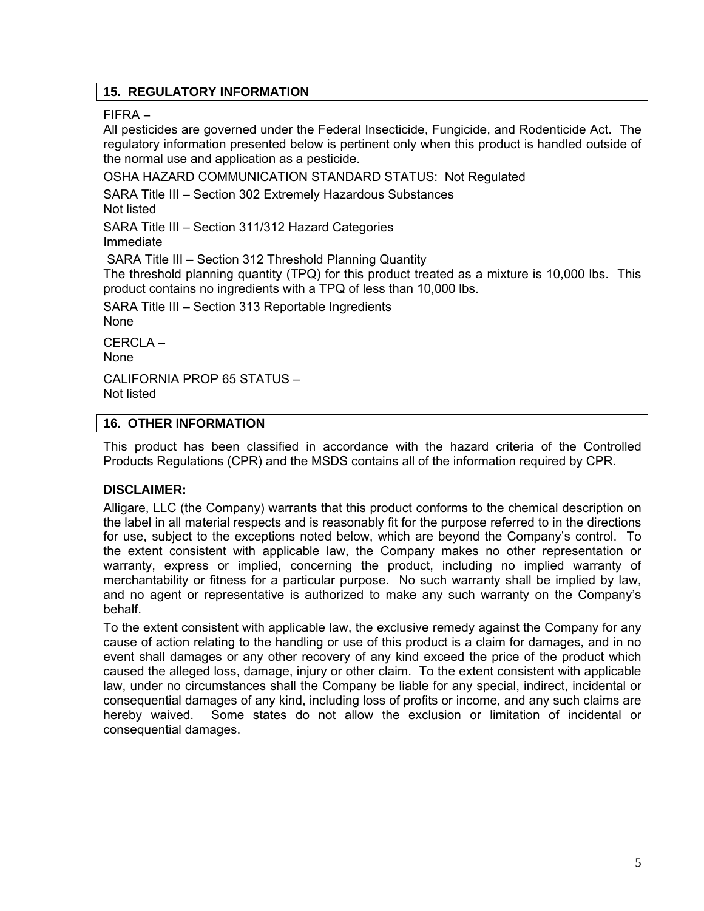## 15. REGULATORY INFORMATION

FIFRA –

All pesticides are governed under the Federal Insecticide, Fungicide, and Rodenticide Act. The regulatory information presented below is pertinent only when this product is handled outside of the normal use and application as a pesticide.

OSHA HAZARD COMMUNICATION STANDARD STATUS: Not Regulated

SARA Title III – Section 302 Extremely Hazardous Substances
Not listed

SARA Title III – Section 311/312 Hazard Categories
Immediate

SARA Title III – Section 312 Threshold Planning Quantity
The threshold planning quantity (TPQ) for this product treated as a mixture is 10,000 lbs. This product contains no ingredients with a TPQ of less than 10,000 lbs.

SARA Title III – Section 313 Reportable Ingredients
None

CERCLA –
None

CALIFORNIA PROP 65 STATUS –
Not listed

## 16. OTHER INFORMATION

This product has been classified in accordance with the hazard criteria of the Controlled Products Regulations (CPR) and the MSDS contains all of the information required by CPR.

**DISCLAIMER:**

Alligare, LLC (the Company) warrants that this product conforms to the chemical description on the label in all material respects and is reasonably fit for the purpose referred to in the directions for use, subject to the exceptions noted below, which are beyond the Company's control. To the extent consistent with applicable law, the Company makes no other representation or warranty, express or implied, concerning the product, including no implied warranty of merchantability or fitness for a particular purpose. No such warranty shall be implied by law, and no agent or representative is authorized to make any such warranty on the Company's behalf.

To the extent consistent with applicable law, the exclusive remedy against the Company for any cause of action relating to the handling or use of this product is a claim for damages, and in no event shall damages or any other recovery of any kind exceed the price of the product which caused the alleged loss, damage, injury or other claim. To the extent consistent with applicable law, under no circumstances shall the Company be liable for any special, indirect, incidental or consequential damages of any kind, including loss of profits or income, and any such claims are hereby waived. Some states do not allow the exclusion or limitation of incidental or consequential damages.